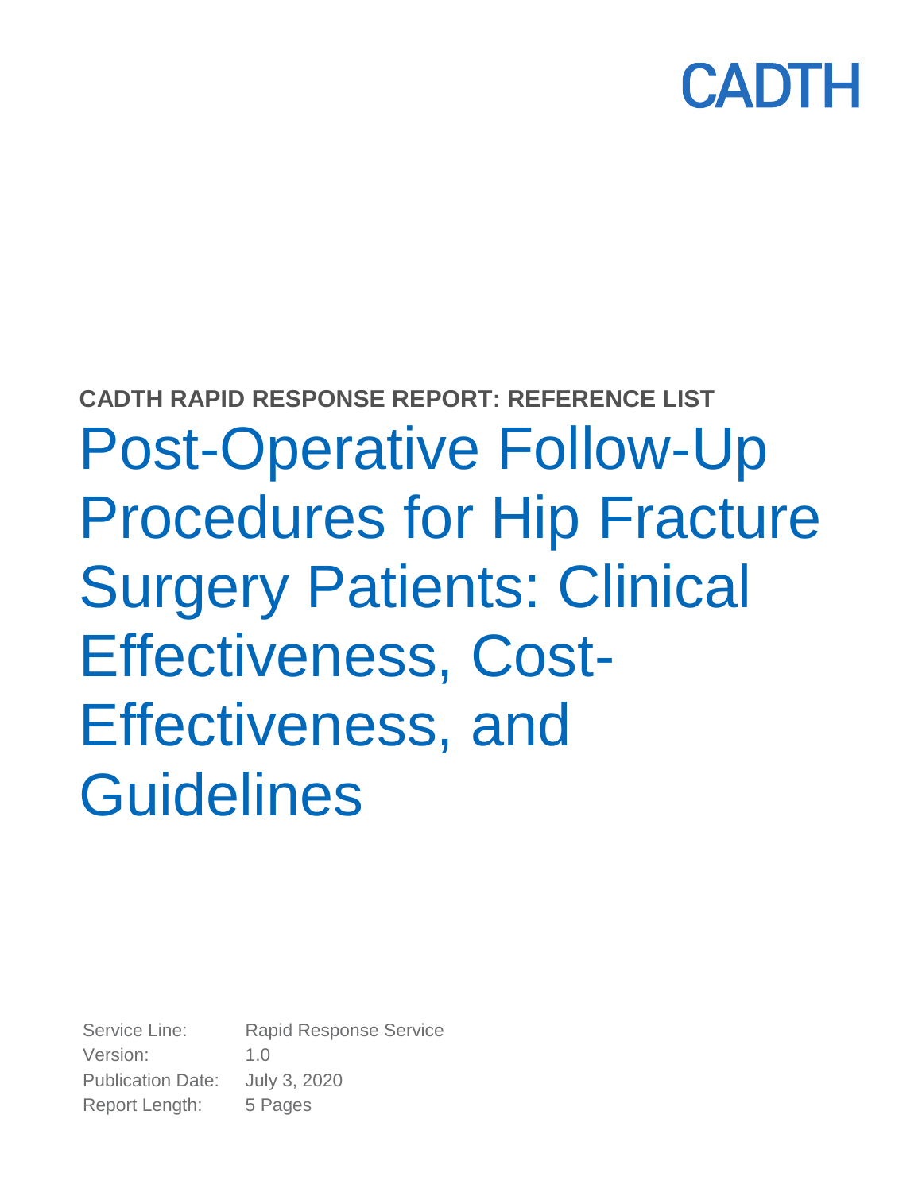CADTH

**CADTH RAPID RESPONSE REPORT: REFERENCE LIST**

# Post-Operative Follow-Up Procedures for Hip Fracture Surgery Patients: Clinical Effectiveness, Cost-Effectiveness, and Guidelines

Service Line: Rapid Response Service
Version: 1.0
Publication Date: July 3, 2020
Report Length: 5 Pages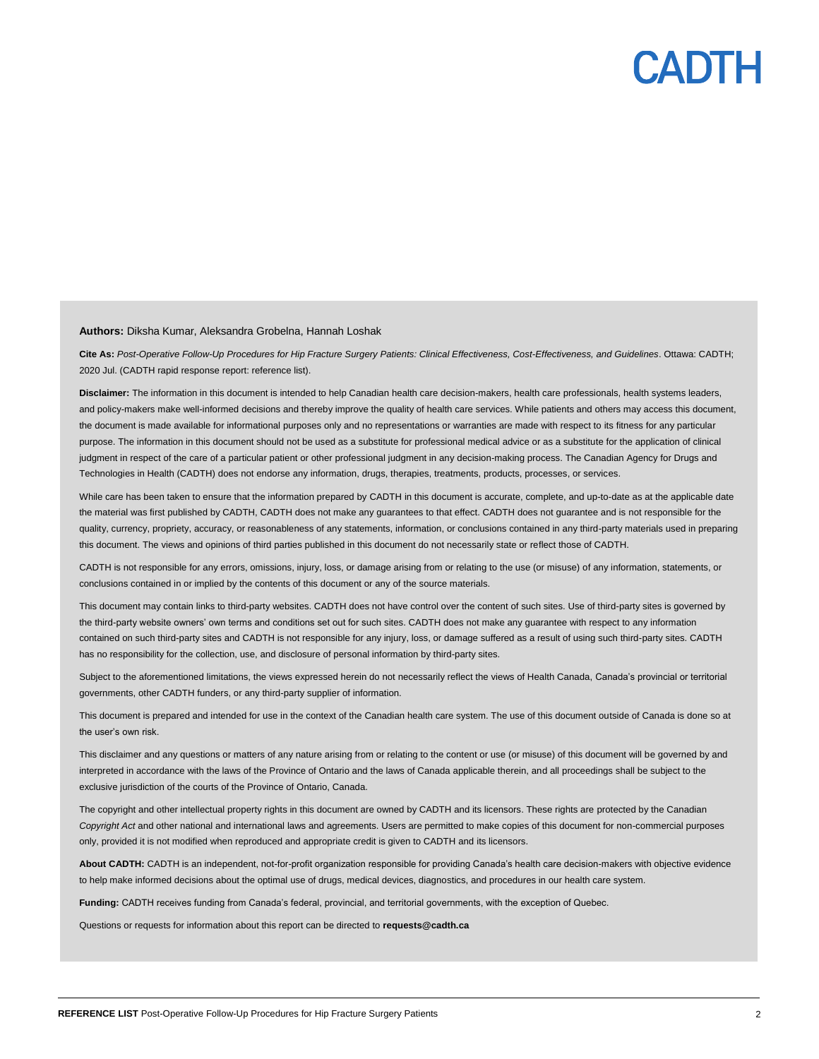**Authors:** Diksha Kumar, Aleksandra Grobelna, Hannah Loshak

**Cite As:** *Post-Operative Follow-Up Procedures for Hip Fracture Surgery Patients: Clinical Effectiveness, Cost-Effectiveness, and Guidelines*. Ottawa: CADTH; 2020 Jul. (CADTH rapid response report: reference list).

**Disclaimer:** The information in this document is intended to help Canadian health care decision-makers, health care professionals, health systems leaders, and policy-makers make well-informed decisions and thereby improve the quality of health care services. While patients and others may access this document, the document is made available for informational purposes only and no representations or warranties are made with respect to its fitness for any particular purpose. The information in this document should not be used as a substitute for professional medical advice or as a substitute for the application of clinical judgment in respect of the care of a particular patient or other professional judgment in any decision-making process. The Canadian Agency for Drugs and Technologies in Health (CADTH) does not endorse any information, drugs, therapies, treatments, products, processes, or services.

While care has been taken to ensure that the information prepared by CADTH in this document is accurate, complete, and up-to-date as at the applicable date the material was first published by CADTH, CADTH does not make any guarantees to that effect. CADTH does not guarantee and is not responsible for the quality, currency, propriety, accuracy, or reasonableness of any statements, information, or conclusions contained in any third-party materials used in preparing this document. The views and opinions of third parties published in this document do not necessarily state or reflect those of CADTH.

CADTH is not responsible for any errors, omissions, injury, loss, or damage arising from or relating to the use (or misuse) of any information, statements, or conclusions contained in or implied by the contents of this document or any of the source materials.

This document may contain links to third-party websites. CADTH does not have control over the content of such sites. Use of third-party sites is governed by the third-party website owners' own terms and conditions set out for such sites. CADTH does not make any guarantee with respect to any information contained on such third-party sites and CADTH is not responsible for any injury, loss, or damage suffered as a result of using such third-party sites. CADTH has no responsibility for the collection, use, and disclosure of personal information by third-party sites.

Subject to the aforementioned limitations, the views expressed herein do not necessarily reflect the views of Health Canada, Canada's provincial or territorial governments, other CADTH funders, or any third-party supplier of information.

This document is prepared and intended for use in the context of the Canadian health care system. The use of this document outside of Canada is done so at the user's own risk.

This disclaimer and any questions or matters of any nature arising from or relating to the content or use (or misuse) of this document will be governed by and interpreted in accordance with the laws of the Province of Ontario and the laws of Canada applicable therein, and all proceedings shall be subject to the exclusive jurisdiction of the courts of the Province of Ontario, Canada.

The copyright and other intellectual property rights in this document are owned by CADTH and its licensors. These rights are protected by the Canadian *Copyright Act* and other national and international laws and agreements. Users are permitted to make copies of this document for non-commercial purposes only, provided it is not modified when reproduced and appropriate credit is given to CADTH and its licensors.

**About CADTH:** CADTH is an independent, not-for-profit organization responsible for providing Canada's health care decision-makers with objective evidence to help make informed decisions about the optimal use of drugs, medical devices, diagnostics, and procedures in our health care system.

**Funding:** CADTH receives funding from Canada's federal, provincial, and territorial governments, with the exception of Quebec.

Questions or requests for information about this report can be directed to **requests@cadth.ca**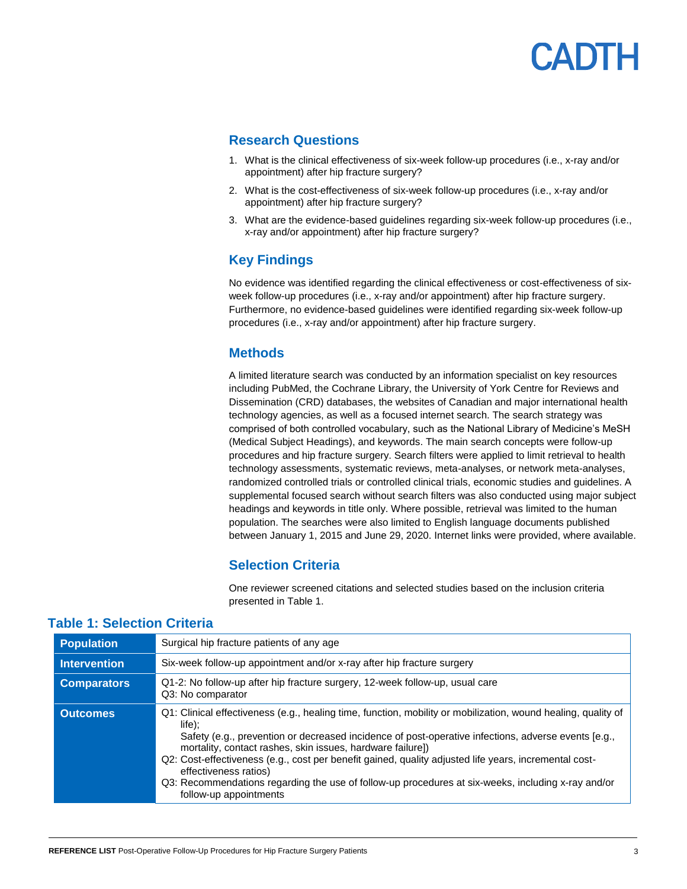## Research Questions

1. What is the clinical effectiveness of six-week follow-up procedures (i.e., x-ray and/or appointment) after hip fracture surgery?
2. What is the cost-effectiveness of six-week follow-up procedures (i.e., x-ray and/or appointment) after hip fracture surgery?
3. What are the evidence-based guidelines regarding six-week follow-up procedures (i.e., x-ray and/or appointment) after hip fracture surgery?

## Key Findings

No evidence was identified regarding the clinical effectiveness or cost-effectiveness of six-week follow-up procedures (i.e., x-ray and/or appointment) after hip fracture surgery. Furthermore, no evidence-based guidelines were identified regarding six-week follow-up procedures (i.e., x-ray and/or appointment) after hip fracture surgery.

## Methods

A limited literature search was conducted by an information specialist on key resources including PubMed, the Cochrane Library, the University of York Centre for Reviews and Dissemination (CRD) databases, the websites of Canadian and major international health technology agencies, as well as a focused internet search. The search strategy was comprised of both controlled vocabulary, such as the National Library of Medicine's MeSH (Medical Subject Headings), and keywords. The main search concepts were follow-up procedures and hip fracture surgery. Search filters were applied to limit retrieval to health technology assessments, systematic reviews, meta-analyses, or network meta-analyses, randomized controlled trials or controlled clinical trials, economic studies and guidelines. A supplemental focused search without search filters was also conducted using major subject headings and keywords in title only. Where possible, retrieval was limited to the human population. The searches were also limited to English language documents published between January 1, 2015 and June 29, 2020. Internet links were provided, where available.

## Selection Criteria

One reviewer screened citations and selected studies based on the inclusion criteria presented in Table 1.

### Table 1: Selection Criteria

| | |
|---|---|
| **Population** | Surgical hip fracture patients of any age |
| **Intervention** | Six-week follow-up appointment and/or x-ray after hip fracture surgery |
| **Comparators** | Q1-2: No follow-up after hip fracture surgery, 12-week follow-up, usual care<br>Q3: No comparator |
| **Outcomes** | Q1: Clinical effectiveness (e.g., healing time, function, mobility or mobilization, wound healing, quality of life);<br>Safety (e.g., prevention or decreased incidence of post-operative infections, adverse events [e.g., mortality, contact rashes, skin issues, hardware failure])<br>Q2: Cost-effectiveness (e.g., cost per benefit gained, quality adjusted life years, incremental cost-effectiveness ratios)<br>Q3: Recommendations regarding the use of follow-up procedures at six-weeks, including x-ray and/or follow-up appointments |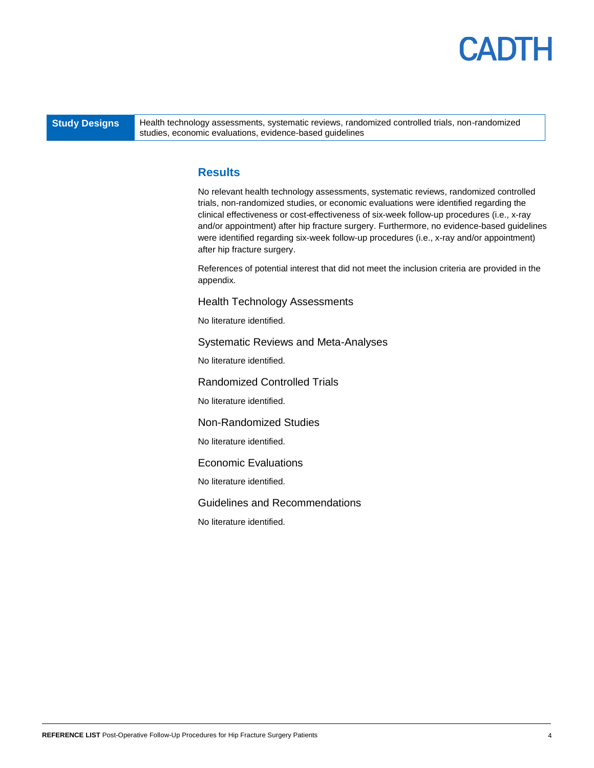| Study Designs | Health technology assessments, systematic reviews, randomized controlled trials, non-randomized studies, economic evaluations, evidence-based guidelines |
|---|---|

## Results

No relevant health technology assessments, systematic reviews, randomized controlled trials, non-randomized studies, or economic evaluations were identified regarding the clinical effectiveness or cost-effectiveness of six-week follow-up procedures (i.e., x-ray and/or appointment) after hip fracture surgery. Furthermore, no evidence-based guidelines were identified regarding six-week follow-up procedures (i.e., x-ray and/or appointment) after hip fracture surgery.

References of potential interest that did not meet the inclusion criteria are provided in the appendix.

### Health Technology Assessments

No literature identified.

### Systematic Reviews and Meta-Analyses

No literature identified.

### Randomized Controlled Trials

No literature identified.

### Non-Randomized Studies

No literature identified.

### Economic Evaluations

No literature identified.

### Guidelines and Recommendations

No literature identified.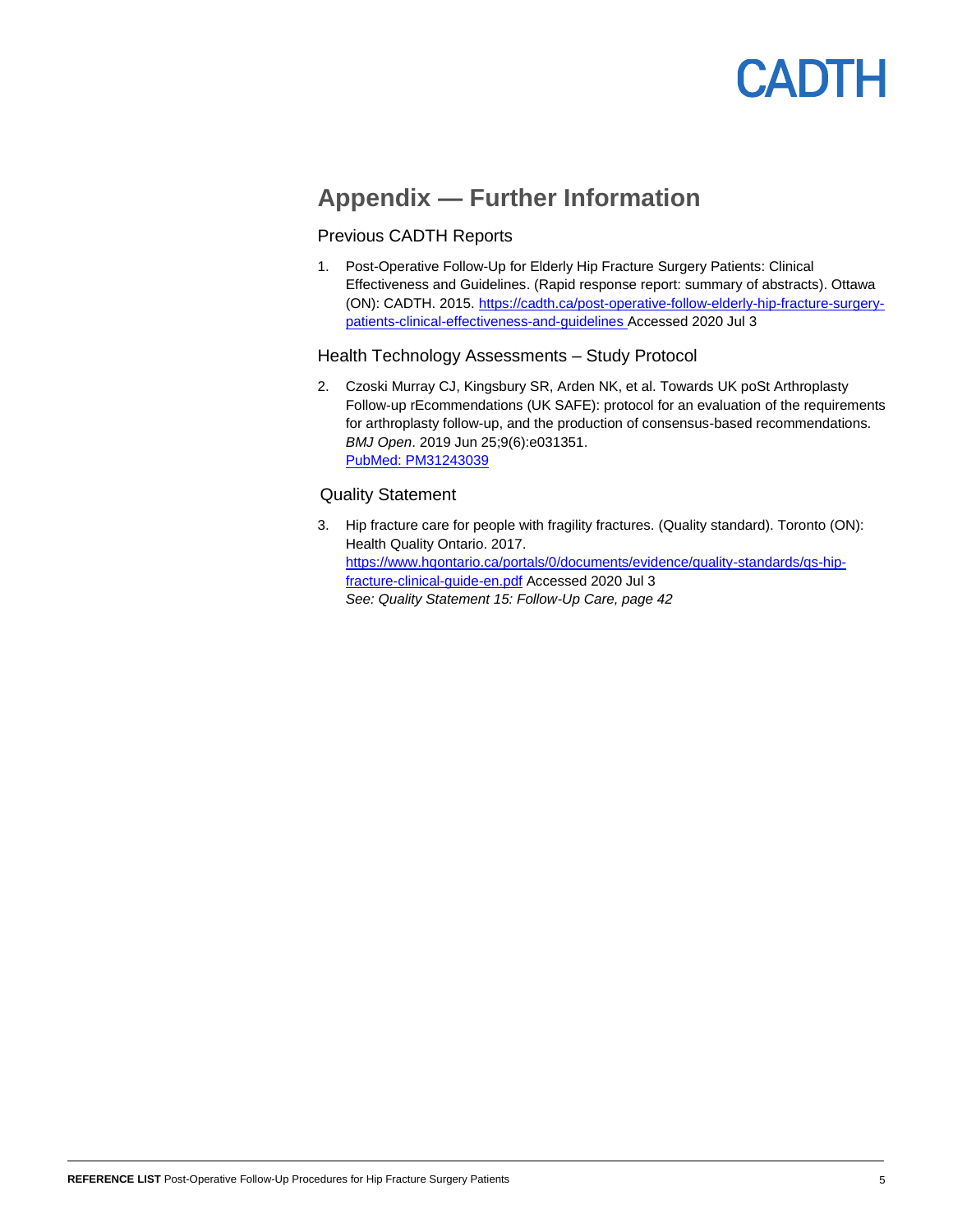## Appendix — Further Information

### Previous CADTH Reports

1. Post-Operative Follow-Up for Elderly Hip Fracture Surgery Patients: Clinical Effectiveness and Guidelines. (Rapid response report: summary of abstracts). Ottawa (ON): CADTH. 2015. [https://cadth.ca/post-operative-follow-elderly-hip-fracture-surgery-patients-clinical-effectiveness-and-guidelines](https://cadth.ca/post-operative-follow-elderly-hip-fracture-surgery-patients-clinical-effectiveness-and-guidelines) Accessed 2020 Jul 3

### Health Technology Assessments – Study Protocol

2. Czoski Murray CJ, Kingsbury SR, Arden NK, et al. Towards UK poSt Arthroplasty Follow-up rEcommendations (UK SAFE): protocol for an evaluation of the requirements for arthroplasty follow-up, and the production of consensus-based recommendations. *BMJ Open*. 2019 Jun 25;9(6):e031351. PubMed: PM31243039

### Quality Statement

3. Hip fracture care for people with fragility fractures. (Quality standard). Toronto (ON): Health Quality Ontario. 2017. [https://www.hqontario.ca/portals/0/documents/evidence/quality-standards/qs-hip-fracture-clinical-guide-en.pdf](https://www.hqontario.ca/portals/0/documents/evidence/quality-standards/qs-hip-fracture-clinical-guide-en.pdf) Accessed 2020 Jul 3
   *See: Quality Statement 15: Follow-Up Care, page 42*